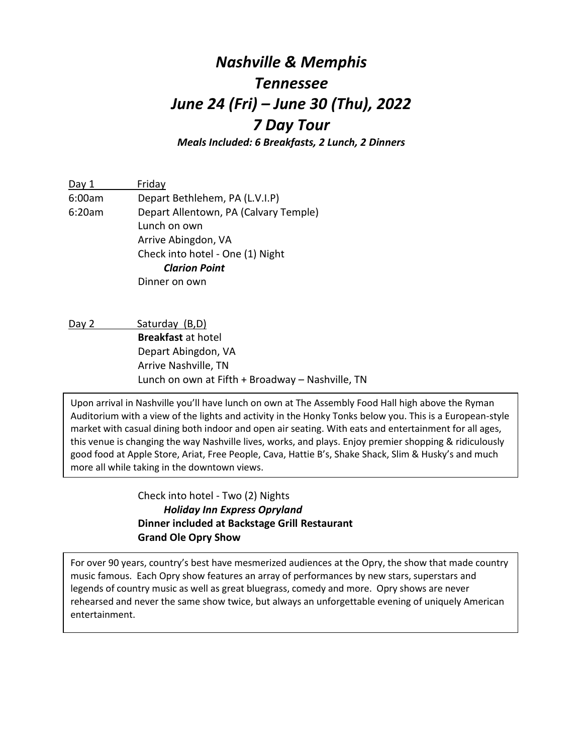# *Nashville & Memphis*
# *Tennessee*
# *June 24 (Fri) – June 30 (Thu), 2022*
# *7 Day Tour*

***Meals Included: 6 Breakfasts, 2 Lunch, 2 Dinners***

Day 1 — Friday

6:00am — Depart Bethlehem, PA (L.V.I.P)
6:20am — Depart Allentown, PA (Calvary Temple)
Lunch on own
Arrive Abingdon, VA
Check into hotel - One (1) Night
***Clarion Point***
Dinner on own

Day 2 — Saturday (B,D)

**Breakfast** at hotel
Depart Abingdon, VA
Arrive Nashville, TN
Lunch on own at Fifth + Broadway – Nashville, TN

> Upon arrival in Nashville you'll have lunch on own at The Assembly Food Hall high above the Ryman Auditorium with a view of the lights and activity in the Honky Tonks below you. This is a European-style market with casual dining both indoor and open air seating. With eats and entertainment for all ages, this venue is changing the way Nashville lives, works, and plays. Enjoy premier shopping & ridiculously good food at Apple Store, Ariat, Free People, Cava, Hattie B's, Shake Shack, Slim & Husky's and much more all while taking in the downtown views.

Check into hotel - Two (2) Nights
***Holiday Inn Express Opryland***
**Dinner included at Backstage Grill Restaurant**
**Grand Ole Opry Show**

> For over 90 years, country's best have mesmerized audiences at the Opry, the show that made country music famous. Each Opry show features an array of performances by new stars, superstars and legends of country music as well as great bluegrass, comedy and more. Opry shows are never rehearsed and never the same show twice, but always an unforgettable evening of uniquely American entertainment.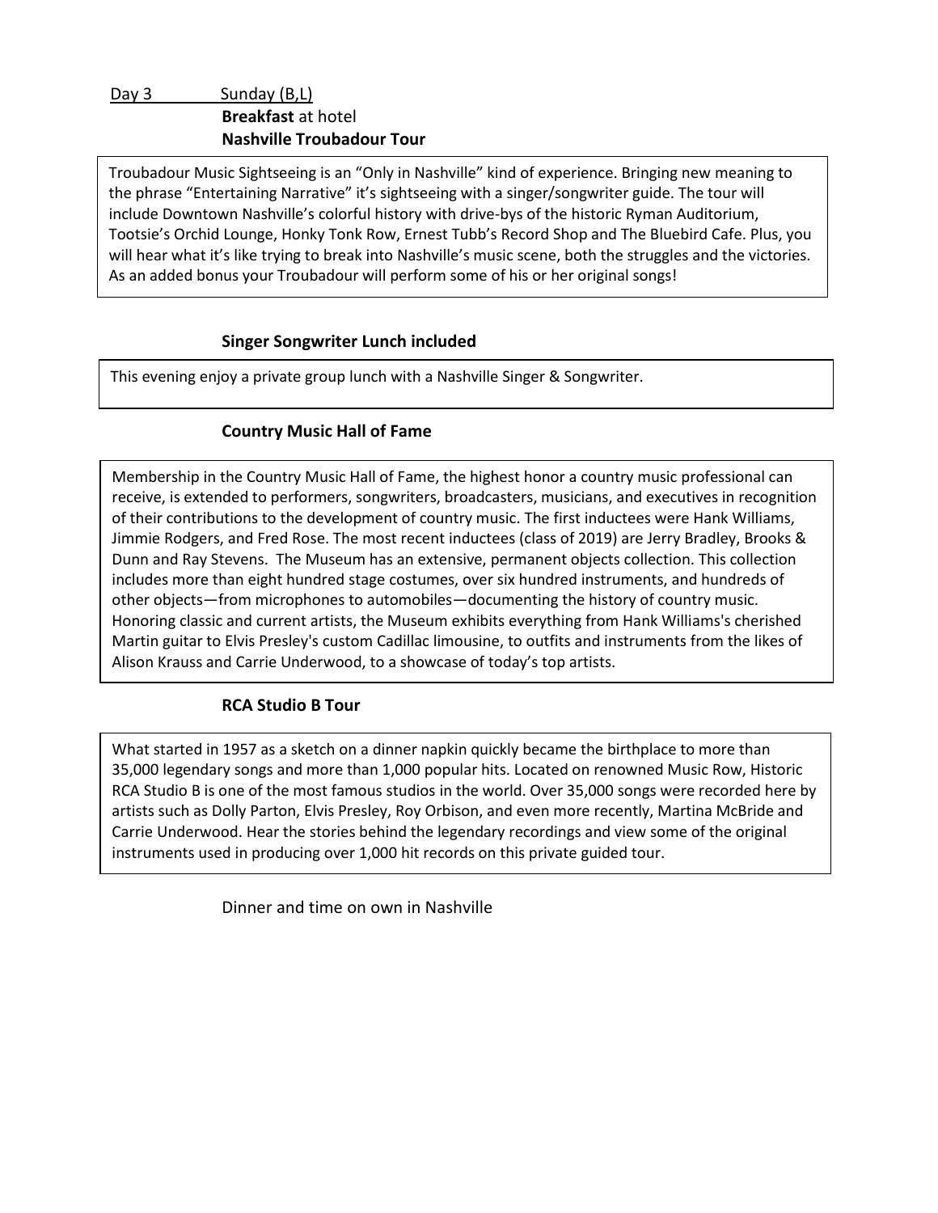Day 3 Sunday (B,L)

**Breakfast** at hotel

**Nashville Troubadour Tour**

Troubadour Music Sightseeing is an "Only in Nashville" kind of experience. Bringing new meaning to the phrase "Entertaining Narrative" it's sightseeing with a singer/songwriter guide. The tour will include Downtown Nashville's colorful history with drive-bys of the historic Ryman Auditorium, Tootsie's Orchid Lounge, Honky Tonk Row, Ernest Tubb's Record Shop and The Bluebird Cafe. Plus, you will hear what it's like trying to break into Nashville's music scene, both the struggles and the victories. As an added bonus your Troubadour will perform some of his or her original songs!

**Singer Songwriter Lunch included**

This evening enjoy a private group lunch with a Nashville Singer & Songwriter.

**Country Music Hall of Fame**

Membership in the Country Music Hall of Fame, the highest honor a country music professional can receive, is extended to performers, songwriters, broadcasters, musicians, and executives in recognition of their contributions to the development of country music. The first inductees were Hank Williams, Jimmie Rodgers, and Fred Rose. The most recent inductees (class of 2019) are Jerry Bradley, Brooks & Dunn and Ray Stevens. The Museum has an extensive, permanent objects collection. This collection includes more than eight hundred stage costumes, over six hundred instruments, and hundreds of other objects—from microphones to automobiles—documenting the history of country music. Honoring classic and current artists, the Museum exhibits everything from Hank Williams's cherished Martin guitar to Elvis Presley's custom Cadillac limousine, to outfits and instruments from the likes of Alison Krauss and Carrie Underwood, to a showcase of today's top artists.

**RCA Studio B Tour**

What started in 1957 as a sketch on a dinner napkin quickly became the birthplace to more than 35,000 legendary songs and more than 1,000 popular hits. Located on renowned Music Row, Historic RCA Studio B is one of the most famous studios in the world. Over 35,000 songs were recorded here by artists such as Dolly Parton, Elvis Presley, Roy Orbison, and even more recently, Martina McBride and Carrie Underwood. Hear the stories behind the legendary recordings and view some of the original instruments used in producing over 1,000 hit records on this private guided tour.

Dinner and time on own in Nashville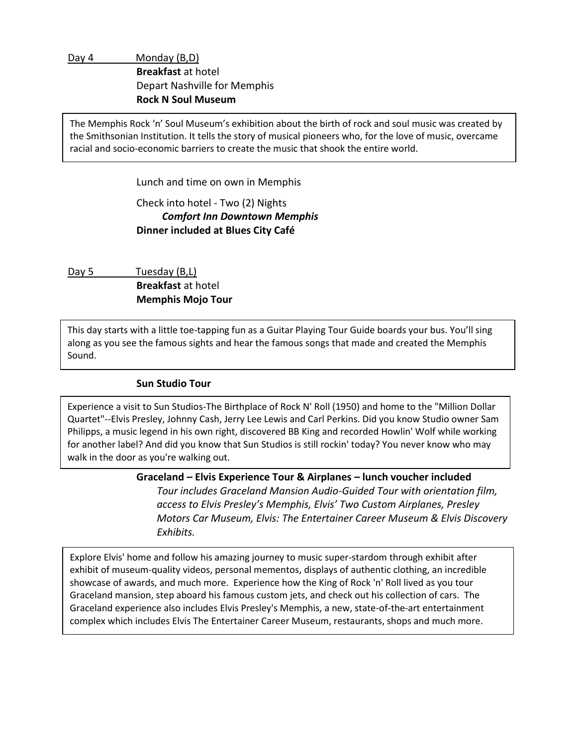Day 4 Monday (B,D)

**Breakfast** at hotel

Depart Nashville for Memphis

**Rock N Soul Museum**

The Memphis Rock 'n' Soul Museum's exhibition about the birth of rock and soul music was created by the Smithsonian Institution. It tells the story of musical pioneers who, for the love of music, overcame racial and socio-economic barriers to create the music that shook the entire world.

Lunch and time on own in Memphis

Check into hotel - Two (2) Nights

***Comfort Inn Downtown Memphis***

**Dinner included at Blues City Café**

Day 5 Tuesday (B,L)

**Breakfast** at hotel

**Memphis Mojo Tour**

This day starts with a little toe-tapping fun as a Guitar Playing Tour Guide boards your bus. You'll sing along as you see the famous sights and hear the famous songs that made and created the Memphis Sound.

**Sun Studio Tour**

Experience a visit to Sun Studios-The Birthplace of Rock N' Roll (1950) and home to the "Million Dollar Quartet"--Elvis Presley, Johnny Cash, Jerry Lee Lewis and Carl Perkins. Did you know Studio owner Sam Philipps, a music legend in his own right, discovered BB King and recorded Howlin' Wolf while working for another label? And did you know that Sun Studios is still rockin' today? You never know who may walk in the door as you're walking out.

**Graceland – Elvis Experience Tour & Airplanes – lunch voucher included**

*Tour includes Graceland Mansion Audio-Guided Tour with orientation film, access to Elvis Presley's Memphis, Elvis' Two Custom Airplanes, Presley Motors Car Museum, Elvis: The Entertainer Career Museum & Elvis Discovery Exhibits.*

Explore Elvis' home and follow his amazing journey to music super-stardom through exhibit after exhibit of museum-quality videos, personal mementos, displays of authentic clothing, an incredible showcase of awards, and much more. Experience how the King of Rock 'n' Roll lived as you tour Graceland mansion, step aboard his famous custom jets, and check out his collection of cars. The Graceland experience also includes Elvis Presley's Memphis, a new, state-of-the-art entertainment complex which includes Elvis The Entertainer Career Museum, restaurants, shops and much more.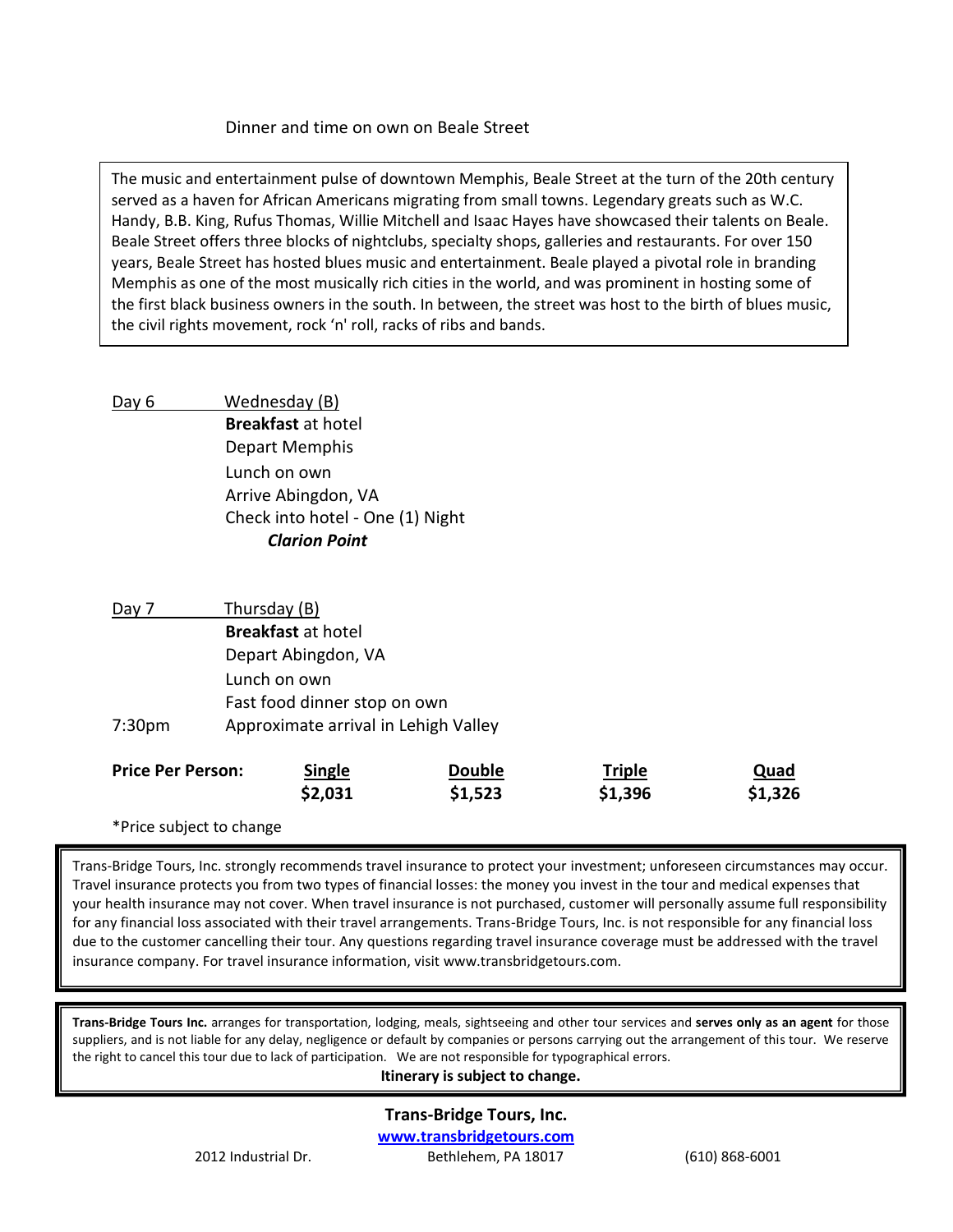Dinner and time on own on Beale Street

The music and entertainment pulse of downtown Memphis, Beale Street at the turn of the 20th century served as a haven for African Americans migrating from small towns. Legendary greats such as W.C. Handy, B.B. King, Rufus Thomas, Willie Mitchell and Isaac Hayes have showcased their talents on Beale. Beale Street offers three blocks of nightclubs, specialty shops, galleries and restaurants. For over 150 years, Beale Street has hosted blues music and entertainment. Beale played a pivotal role in branding Memphis as one of the most musically rich cities in the world, and was prominent in hosting some of the first black business owners in the south. In between, the street was host to the birth of blues music, the civil rights movement, rock 'n' roll, racks of ribs and bands.

Day 6 Wednesday (B)

**Breakfast** at hotel
Depart Memphis
Lunch on own
Arrive Abingdon, VA
Check into hotel - One (1) Night
***Clarion Point***

Day 7 Thursday (B)

**Breakfast** at hotel
Depart Abingdon, VA
Lunch on own
Fast food dinner stop on own
7:30pm Approximate arrival in Lehigh Valley

| **Price Per Person:** | **Single** | **Double** | **Triple** | **Quad** |
|---|---|---|---|---|
| | **$2,031** | **$1,523** | **$1,396** | **$1,326** |

*Price subject to change

Trans-Bridge Tours, Inc. strongly recommends travel insurance to protect your investment; unforeseen circumstances may occur. Travel insurance protects you from two types of financial losses: the money you invest in the tour and medical expenses that your health insurance may not cover. When travel insurance is not purchased, customer will personally assume full responsibility for any financial loss associated with their travel arrangements. Trans-Bridge Tours, Inc. is not responsible for any financial loss due to the customer cancelling their tour. Any questions regarding travel insurance coverage must be addressed with the travel insurance company. For travel insurance information, visit www.transbridgetours.com.

**Trans-Bridge Tours Inc.** arranges for transportation, lodging, meals, sightseeing and other tour services and **serves only as an agent** for those suppliers, and is not liable for any delay, negligence or default by companies or persons carrying out the arrangement of this tour. We reserve the right to cancel this tour due to lack of participation. We are not responsible for typographical errors.

**Itinerary is subject to change.**

**Trans-Bridge Tours, Inc.**
**www.transbridgetours.com**
2012 Industrial Dr. Bethlehem, PA 18017 (610) 868-6001